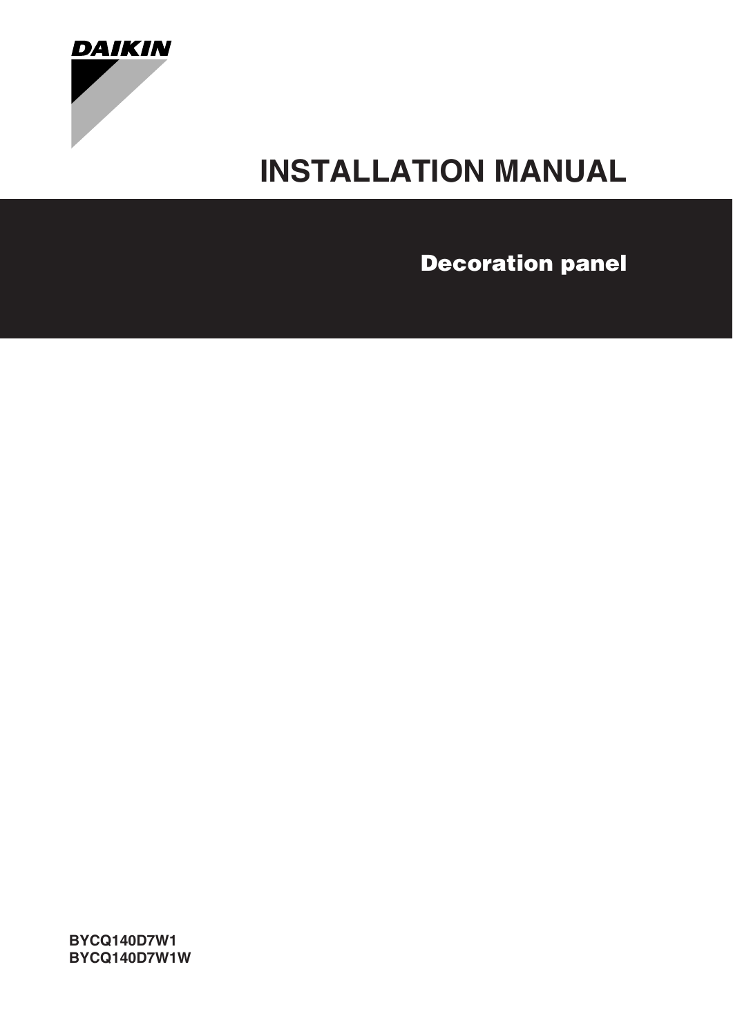DAIKIN

# INSTALLATION MANUAL

## Decoration panel

**BYCQ140D7W1**
**BYCQ140D7W1W**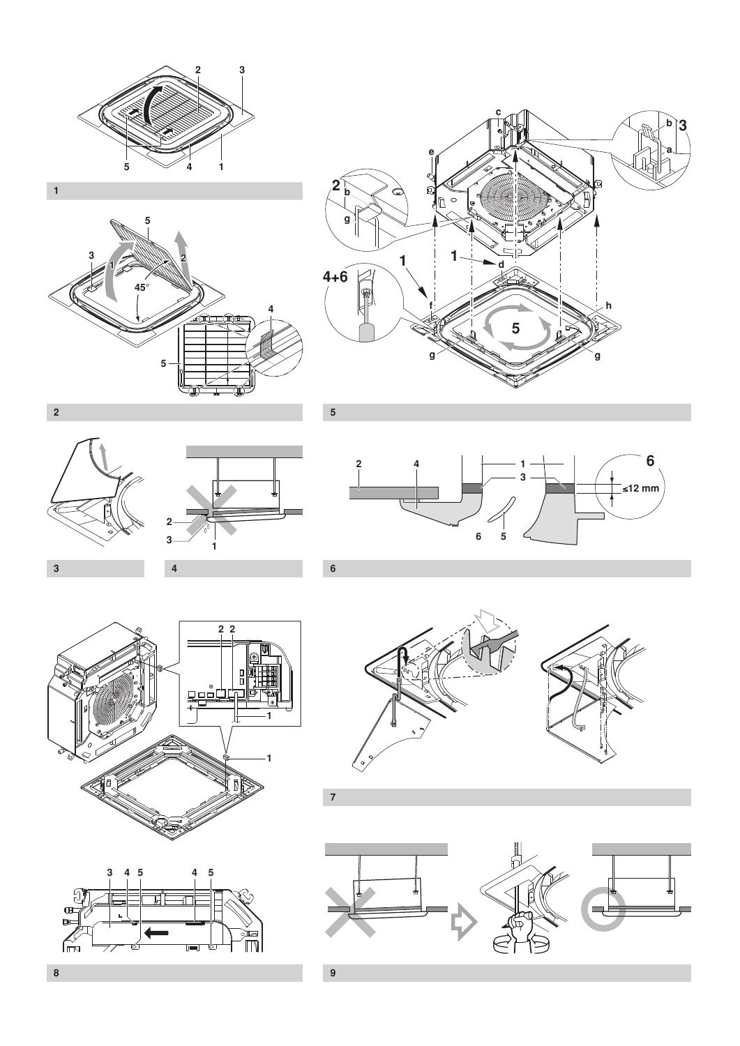1

2

3

4

5

6

7

8

9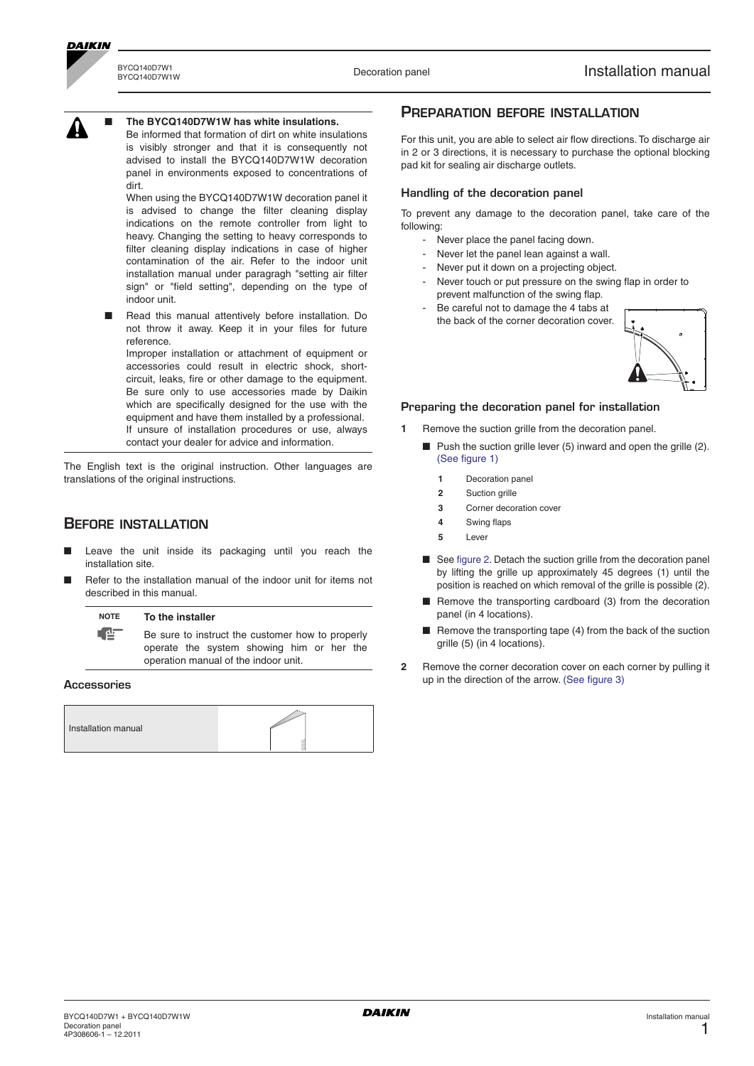- **The BYCQ140D7W1W has white insulations.**
  Be informed that formation of dirt on white insulations is visibly stronger and that it is consequently not advised to install the BYCQ140D7W1W decoration panel in environments exposed to concentrations of dirt.
  When using the BYCQ140D7W1W decoration panel it is advised to change the filter cleaning display indications on the remote controller from light to heavy. Changing the setting to heavy corresponds to filter cleaning display indications in case of higher contamination of the air. Refer to the indoor unit installation manual under paragragh "setting air filter sign" or "field setting", depending on the type of indoor unit.
- Read this manual attentively before installation. Do not throw it away. Keep it in your files for future reference.
  Improper installation or attachment of equipment or accessories could result in electric shock, short-circuit, leaks, fire or other damage to the equipment. Be sure only to use accessories made by Daikin which are specifically designed for the use with the equipment and have them installed by a professional.
  If unsure of installation procedures or use, always contact your dealer for advice and information.

The English text is the original instruction. Other languages are translations of the original instructions.

## Before installation

- Leave the unit inside its packaging until you reach the installation site.
- Refer to the installation manual of the indoor unit for items not described in this manual.

**NOTE** **To the installer**

Be sure to instruct the customer how to properly operate the system showing him or her the operation manual of the indoor unit.

### Accessories

| Installation manual | |
|---|---|

## Preparation before installation

For this unit, you are able to select air flow directions. To discharge air in 2 or 3 directions, it is necessary to purchase the optional blocking pad kit for sealing air discharge outlets.

### Handling of the decoration panel

To prevent any damage to the decoration panel, take care of the following:

- Never place the panel facing down.
- Never let the panel lean against a wall.
- Never put it down on a projecting object.
- Never touch or put pressure on the swing flap in order to prevent malfunction of the swing flap.
- Be careful not to damage the 4 tabs at the back of the corner decoration cover.

### Preparing the decoration panel for installation

1. Remove the suction grille from the decoration panel.
   - Push the suction grille lever (5) inward and open the grille (2). (See figure 1)
     1. Decoration panel
     2. Suction grille
     3. Corner decoration cover
     4. Swing flaps
     5. Lever
   - See figure 2. Detach the suction grille from the decoration panel by lifting the grille up approximately 45 degrees (1) until the position is reached on which removal of the grille is possible (2).
   - Remove the transporting cardboard (3) from the decoration panel (in 4 locations).
   - Remove the transporting tape (4) from the back of the suction grille (5) (in 4 locations).
2. Remove the corner decoration cover on each corner by pulling it up in the direction of the arrow. (See figure 3)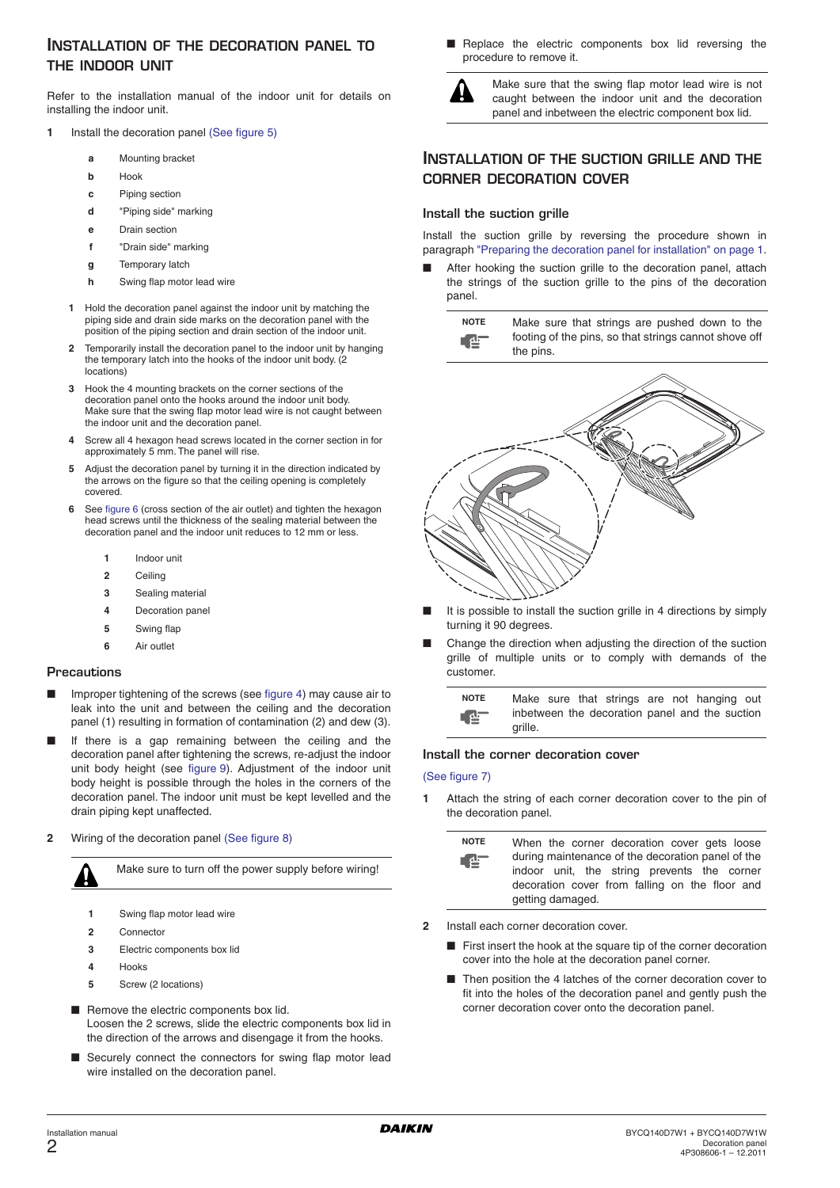## Installation of the decoration panel to the indoor unit

Refer to the installation manual of the indoor unit for details on installing the indoor unit.

**1** Install the decoration panel (See figure 5)

- **a** Mounting bracket
- **b** Hook
- **c** Piping section
- **d** "Piping side" marking
- **e** Drain section
- **f** "Drain side" marking
- **g** Temporary latch
- **h** Swing flap motor lead wire

1. Hold the decoration panel against the indoor unit by matching the piping side and drain side marks on the decoration panel with the position of the piping section and drain section of the indoor unit.
2. Temporarily install the decoration panel to the indoor unit by hanging the temporary latch into the hooks of the indoor unit body. (2 locations)
3. Hook the 4 mounting brackets on the corner sections of the decoration panel onto the hooks around the indoor unit body. Make sure that the swing flap motor lead wire is not caught between the indoor unit and the decoration panel.
4. Screw all 4 hexagon head screws located in the corner section in for approximately 5 mm. The panel will rise.
5. Adjust the decoration panel by turning it in the direction indicated by the arrows on the figure so that the ceiling opening is completely covered.
6. See figure 6 (cross section of the air outlet) and tighten the hexagon head screws until the thickness of the sealing material between the decoration panel and the indoor unit reduces to 12 mm or less.

- **1** Indoor unit
- **2** Ceiling
- **3** Sealing material
- **4** Decoration panel
- **5** Swing flap
- **6** Air outlet

### Precautions

- Improper tightening of the screws (see figure 4) may cause air to leak into the unit and between the ceiling and the decoration panel (1) resulting in formation of contamination (2) and dew (3).
- If there is a gap remaining between the ceiling and the decoration panel after tightening the screws, re-adjust the indoor unit body height (see figure 9). Adjustment of the indoor unit body height is possible through the holes in the corners of the decoration panel. The indoor unit must be kept levelled and the drain piping kept unaffected.

**2** Wiring of the decoration panel (See figure 8)

> Make sure to turn off the power supply before wiring!

- **1** Swing flap motor lead wire
- **2** Connector
- **3** Electric components box lid
- **4** Hooks
- **5** Screw (2 locations)

- Remove the electric components box lid.
  Loosen the 2 screws, slide the electric components box lid in the direction of the arrows and disengage it from the hooks.
- Securely connect the connectors for swing flap motor lead wire installed on the decoration panel.
- Replace the electric components box lid reversing the procedure to remove it.

> Make sure that the swing flap motor lead wire is not caught between the indoor unit and the decoration panel and inbetween the electric component box lid.

## Installation of the suction grille and the corner decoration cover

### Install the suction grille

Install the suction grille by reversing the procedure shown in paragraph "Preparing the decoration panel for installation" on page 1.

- After hooking the suction grille to the decoration panel, attach the strings of the suction grille to the pins of the decoration panel.

> **NOTE** Make sure that strings are pushed down to the footing of the pins, so that strings cannot shove off the pins.

- It is possible to install the suction grille in 4 directions by simply turning it 90 degrees.
- Change the direction when adjusting the direction of the suction grille of multiple units or to comply with demands of the customer.

> **NOTE** Make sure that strings are not hanging out inbetween the decoration panel and the suction grille.

### Install the corner decoration cover

(See figure 7)

**1** Attach the string of each corner decoration cover to the pin of the decoration panel.

> **NOTE** When the corner decoration cover gets loose during maintenance of the decoration panel of the indoor unit, the string prevents the corner decoration cover from falling on the floor and getting damaged.

**2** Install each corner decoration cover.

- First insert the hook at the square tip of the corner decoration cover into the hole at the decoration panel corner.
- Then position the 4 latches of the corner decoration cover to fit into the holes of the decoration panel and gently push the corner decoration cover onto the decoration panel.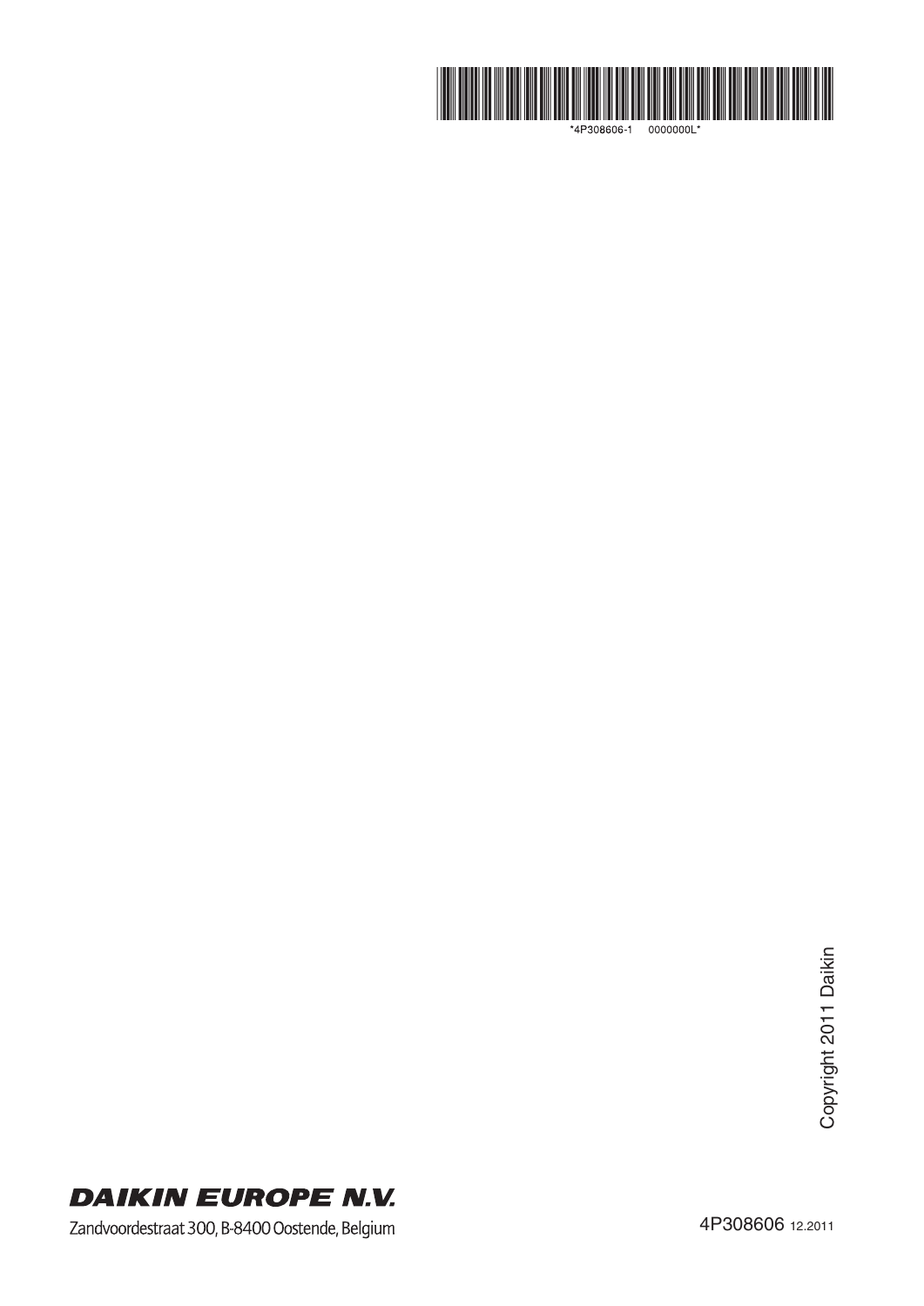*4P308606-1 0000000L*

Copyright 2011 Daikin

**DAIKIN EUROPE N.V.**

Zandvoordestraat 300, B-8400 Oostende, Belgium

4P308606 12.2011